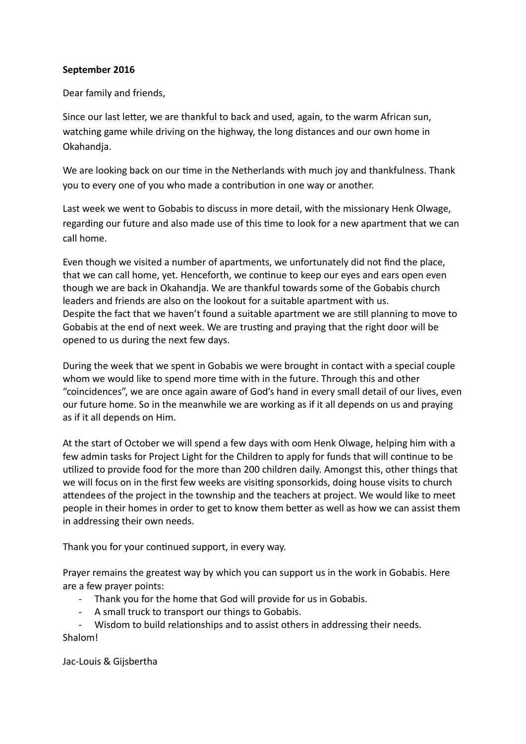**September 2016**

Dear family and friends,

Since our last letter, we are thankful to back and used, again, to the warm African sun, watching game while driving on the highway, the long distances and our own home in Okahandja.

We are looking back on our time in the Netherlands with much joy and thankfulness. Thank you to every one of you who made a contribution in one way or another.

Last week we went to Gobabis to discuss in more detail, with the missionary Henk Olwage, regarding our future and also made use of this time to look for a new apartment that we can call home.

Even though we visited a number of apartments, we unfortunately did not find the place, that we can call home, yet. Henceforth, we continue to keep our eyes and ears open even though we are back in Okahandja. We are thankful towards some of the Gobabis church leaders and friends are also on the lookout for a suitable apartment with us.
Despite the fact that we haven't found a suitable apartment we are still planning to move to Gobabis at the end of next week. We are trusting and praying that the right door will be opened to us during the next few days.

During the week that we spent in Gobabis we were brought in contact with a special couple whom we would like to spend more time with in the future. Through this and other "coincidences", we are once again aware of God's hand in every small detail of our lives, even our future home. So in the meanwhile we are working as if it all depends on us and praying as if it all depends on Him.

At the start of October we will spend a few days with oom Henk Olwage, helping him with a few admin tasks for Project Light for the Children to apply for funds that will continue to be utilized to provide food for the more than 200 children daily. Amongst this, other things that we will focus on in the first few weeks are visiting sponsorkids, doing house visits to church attendees of the project in the township and the teachers at project. We would like to meet people in their homes in order to get to know them better as well as how we can assist them in addressing their own needs.

Thank you for your continued support, in every way.

Prayer remains the greatest way by which you can support us in the work in Gobabis. Here are a few prayer points:

- Thank you for the home that God will provide for us in Gobabis.
- A small truck to transport our things to Gobabis.
- Wisdom to build relationships and to assist others in addressing their needs.

Shalom!

Jac-Louis & Gijsbertha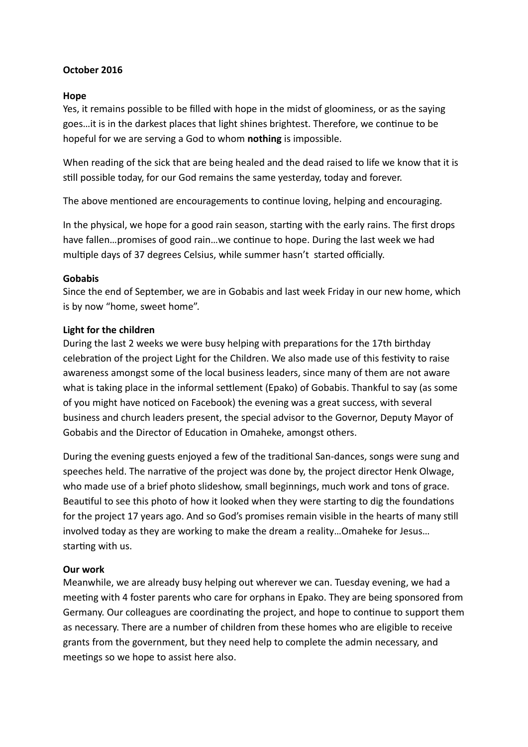**October 2016**

**Hope**
Yes, it remains possible to be filled with hope in the midst of gloominess, or as the saying goes…it is in the darkest places that light shines brightest. Therefore, we continue to be hopeful for we are serving a God to whom **nothing** is impossible.

When reading of the sick that are being healed and the dead raised to life we know that it is still possible today, for our God remains the same yesterday, today and forever.

The above mentioned are encouragements to continue loving, helping and encouraging.

In the physical, we hope for a good rain season, starting with the early rains. The first drops have fallen…promises of good rain…we continue to hope. During the last week we had multiple days of 37 degrees Celsius, while summer hasn't started officially.

**Gobabis**
Since the end of September, we are in Gobabis and last week Friday in our new home, which is by now "home, sweet home".

**Light for the children**
During the last 2 weeks we were busy helping with preparations for the 17th birthday celebration of the project Light for the Children. We also made use of this festivity to raise awareness amongst some of the local business leaders, since many of them are not aware what is taking place in the informal settlement (Epako) of Gobabis. Thankful to say (as some of you might have noticed on Facebook) the evening was a great success, with several business and church leaders present, the special advisor to the Governor, Deputy Mayor of Gobabis and the Director of Education in Omaheke, amongst others.

During the evening guests enjoyed a few of the traditional San-dances, songs were sung and speeches held. The narrative of the project was done by, the project director Henk Olwage, who made use of a brief photo slideshow, small beginnings, much work and tons of grace. Beautiful to see this photo of how it looked when they were starting to dig the foundations for the project 17 years ago. And so God's promises remain visible in the hearts of many still involved today as they are working to make the dream a reality…Omaheke for Jesus… starting with us.

**Our work**
Meanwhile, we are already busy helping out wherever we can. Tuesday evening, we had a meeting with 4 foster parents who care for orphans in Epako. They are being sponsored from Germany. Our colleagues are coordinating the project, and hope to continue to support them as necessary. There are a number of children from these homes who are eligible to receive grants from the government, but they need help to complete the admin necessary, and meetings so we hope to assist here also.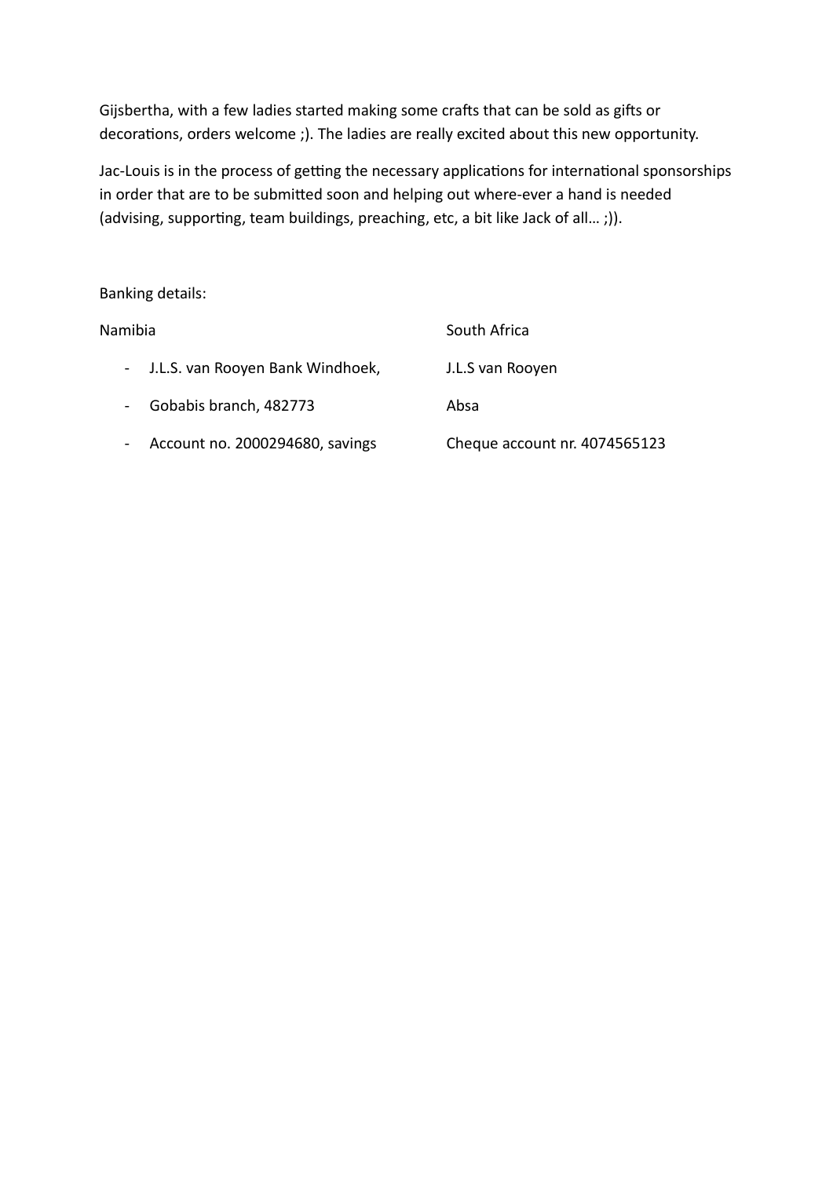Gijsbertha, with a few ladies started making some crafts that can be sold as gifts or decorations, orders welcome ;). The ladies are really excited about this new opportunity.

Jac-Louis is in the process of getting the necessary applications for international sponsorships in order that are to be submitted soon and helping out where-ever a hand is needed (advising, supporting, team buildings, preaching, etc, a bit like Jack of all… ;)).

Banking details:

| Namibia | South Africa |
|---|---|
| - J.L.S. van Rooyen Bank Windhoek, | J.L.S van Rooyen |
| - Gobabis branch, 482773 | Absa |
| - Account no. 2000294680, savings | Cheque account nr. 4074565123 |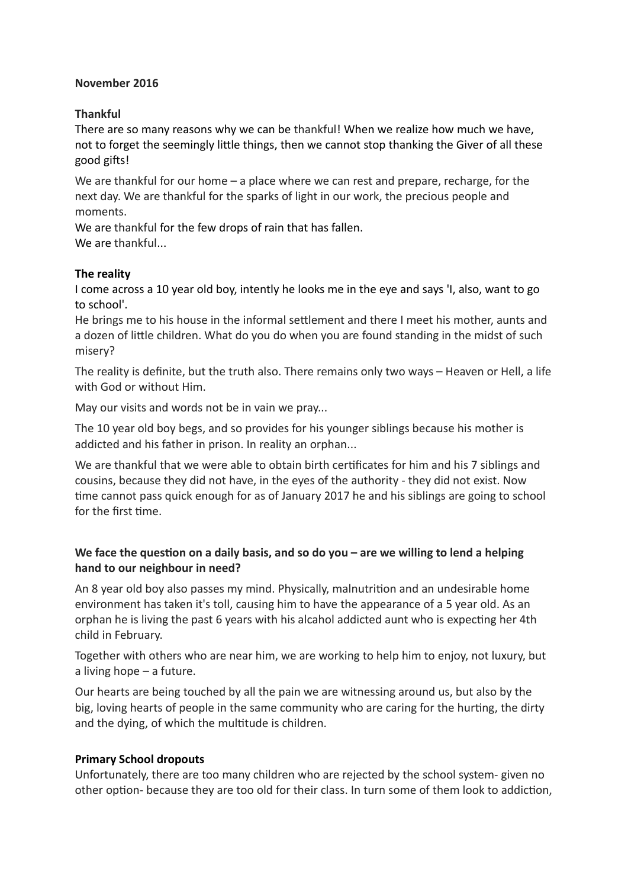**November 2016**

**Thankful**

There are so many reasons why we can be thankful! When we realize how much we have, not to forget the seemingly little things, then we cannot stop thanking the Giver of all these good gifts!

We are thankful for our home – a place where we can rest and prepare, recharge, for the next day. We are thankful for the sparks of light in our work, the precious people and moments.

We are thankful for the few drops of rain that has fallen.

We are thankful...

**The reality**

I come across a 10 year old boy, intently he looks me in the eye and says 'I, also, want to go to school'.

He brings me to his house in the informal settlement and there I meet his mother, aunts and a dozen of little children. What do you do when you are found standing in the midst of such misery?

The reality is definite, but the truth also. There remains only two ways – Heaven or Hell, a life with God or without Him.

May our visits and words not be in vain we pray...

The 10 year old boy begs, and so provides for his younger siblings because his mother is addicted and his father in prison. In reality an orphan...

We are thankful that we were able to obtain birth certificates for him and his 7 siblings and cousins, because they did not have, in the eyes of the authority - they did not exist. Now time cannot pass quick enough for as of January 2017 he and his siblings are going to school for the first time.

**We face the question on a daily basis, and so do you – are we willing to lend a helping hand to our neighbour in need?**

An 8 year old boy also passes my mind. Physically, malnutrition and an undesirable home environment has taken it's toll, causing him to have the appearance of a 5 year old. As an orphan he is living the past 6 years with his alcahol addicted aunt who is expecting her 4th child in February.

Together with others who are near him, we are working to help him to enjoy, not luxury, but a living hope – a future.

Our hearts are being touched by all the pain we are witnessing around us, but also by the big, loving hearts of people in the same community who are caring for the hurting, the dirty and the dying, of which the multitude is children.

**Primary School dropouts**

Unfortunately, there are too many children who are rejected by the school system- given no other option- because they are too old for their class. In turn some of them look to addiction,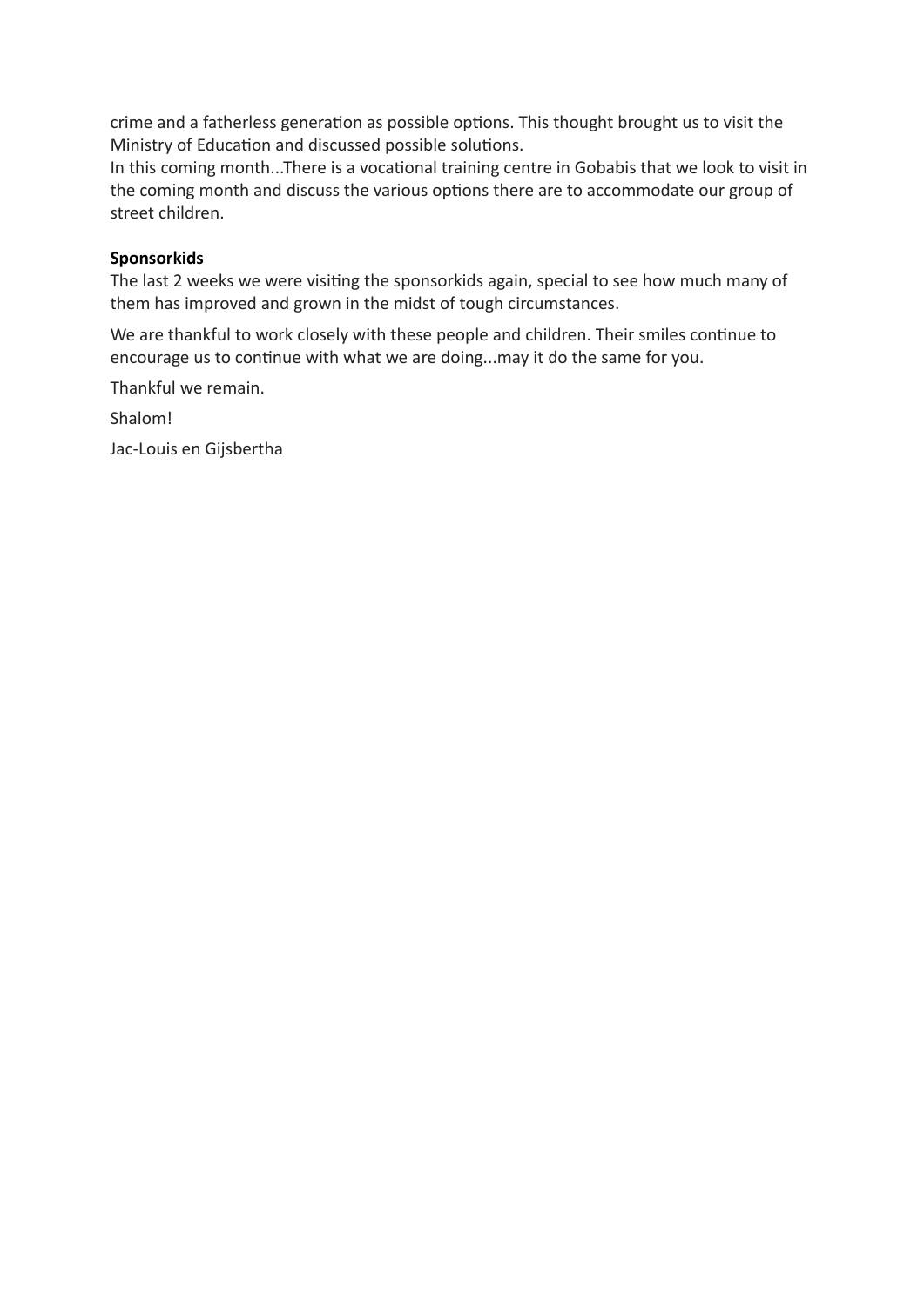crime and a fatherless generation as possible options. This thought brought us to visit the Ministry of Education and discussed possible solutions.
In this coming month...There is a vocational training centre in Gobabis that we look to visit in the coming month and discuss the various options there are to accommodate our group of street children.

**Sponsorkids**
The last 2 weeks we were visiting the sponsorkids again, special to see how much many of them has improved and grown in the midst of tough circumstances.

We are thankful to work closely with these people and children. Their smiles continue to encourage us to continue with what we are doing...may it do the same for you.

Thankful we remain.

Shalom!

Jac-Louis en Gijsbertha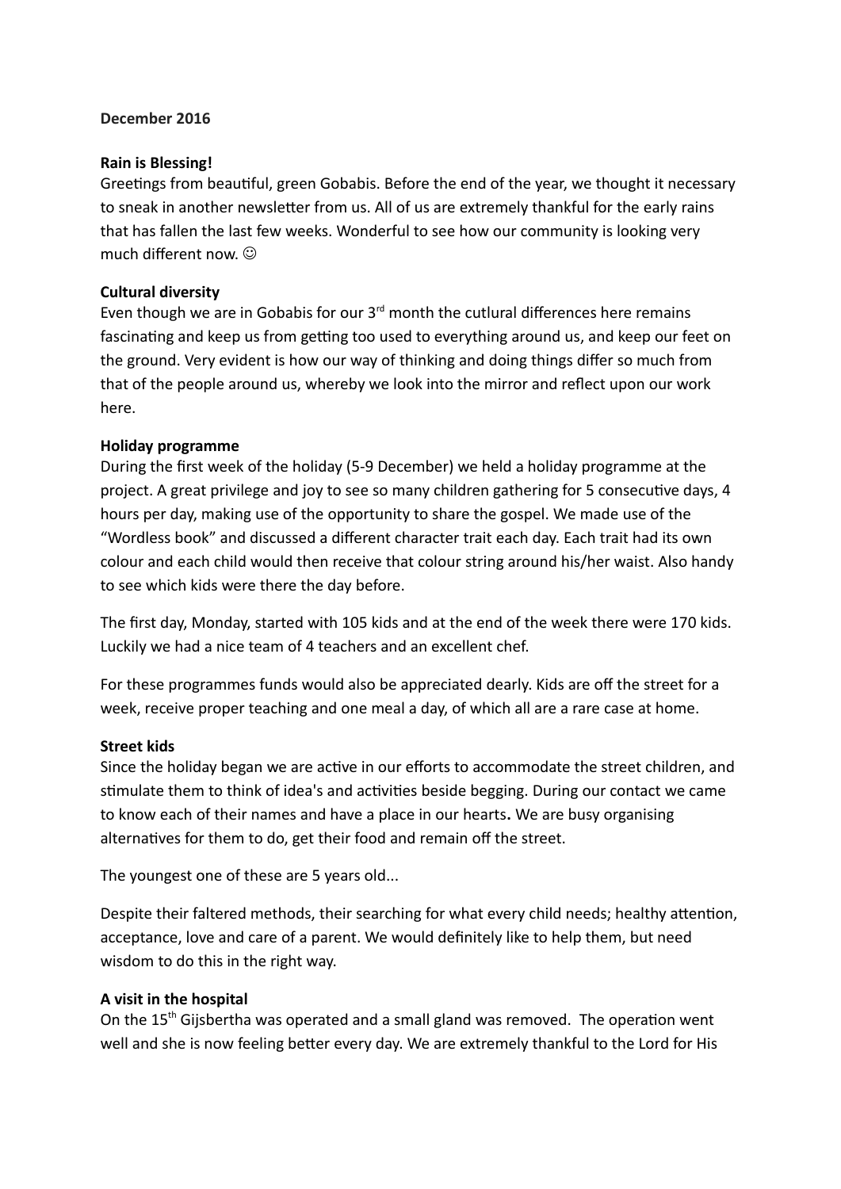**December 2016**

**Rain is Blessing!**

Greetings from beautiful, green Gobabis. Before the end of the year, we thought it necessary to sneak in another newsletter from us. All of us are extremely thankful for the early rains that has fallen the last few weeks. Wonderful to see how our community is looking very much different now. ☺

**Cultural diversity**

Even though we are in Gobabis for our 3rd month the cutlural differences here remains fascinating and keep us from getting too used to everything around us, and keep our feet on the ground. Very evident is how our way of thinking and doing things differ so much from that of the people around us, whereby we look into the mirror and reflect upon our work here.

**Holiday programme**

During the first week of the holiday (5-9 December) we held a holiday programme at the project. A great privilege and joy to see so many children gathering for 5 consecutive days, 4 hours per day, making use of the opportunity to share the gospel. We made use of the "Wordless book" and discussed a different character trait each day. Each trait had its own colour and each child would then receive that colour string around his/her waist. Also handy to see which kids were there the day before.

The first day, Monday, started with 105 kids and at the end of the week there were 170 kids. Luckily we had a nice team of 4 teachers and an excellent chef.

For these programmes funds would also be appreciated dearly. Kids are off the street for a week, receive proper teaching and one meal a day, of which all are a rare case at home.

**Street kids**

Since the holiday began we are active in our efforts to accommodate the street children, and stimulate them to think of idea's and activities beside begging. During our contact we came to know each of their names and have a place in our hearts**.** We are busy organising alternatives for them to do, get their food and remain off the street.

The youngest one of these are 5 years old...

Despite their faltered methods, their searching for what every child needs; healthy attention, acceptance, love and care of a parent. We would definitely like to help them, but need wisdom to do this in the right way.

**A visit in the hospital**

On the 15th Gijsbertha was operated and a small gland was removed. The operation went well and she is now feeling better every day. We are extremely thankful to the Lord for His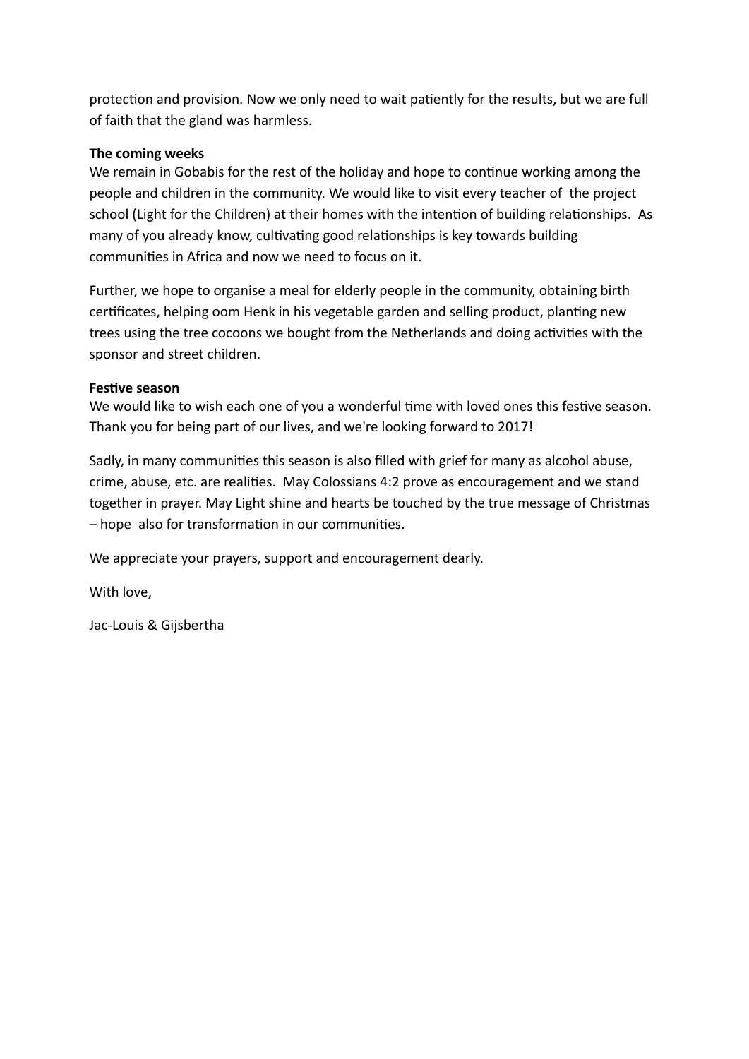protection and provision. Now we only need to wait patiently for the results, but we are full of faith that the gland was harmless.

**The coming weeks**
We remain in Gobabis for the rest of the holiday and hope to continue working among the people and children in the community. We would like to visit every teacher of the project school (Light for the Children) at their homes with the intention of building relationships. As many of you already know, cultivating good relationships is key towards building communities in Africa and now we need to focus on it.

Further, we hope to organise a meal for elderly people in the community, obtaining birth certificates, helping oom Henk in his vegetable garden and selling product, planting new trees using the tree cocoons we bought from the Netherlands and doing activities with the sponsor and street children.

**Festive season**
We would like to wish each one of you a wonderful time with loved ones this festive season. Thank you for being part of our lives, and we're looking forward to 2017!

Sadly, in many communities this season is also filled with grief for many as alcohol abuse, crime, abuse, etc. are realities. May Colossians 4:2 prove as encouragement and we stand together in prayer. May Light shine and hearts be touched by the true message of Christmas – hope also for transformation in our communities.

We appreciate your prayers, support and encouragement dearly.

With love,

Jac-Louis & Gijsbertha